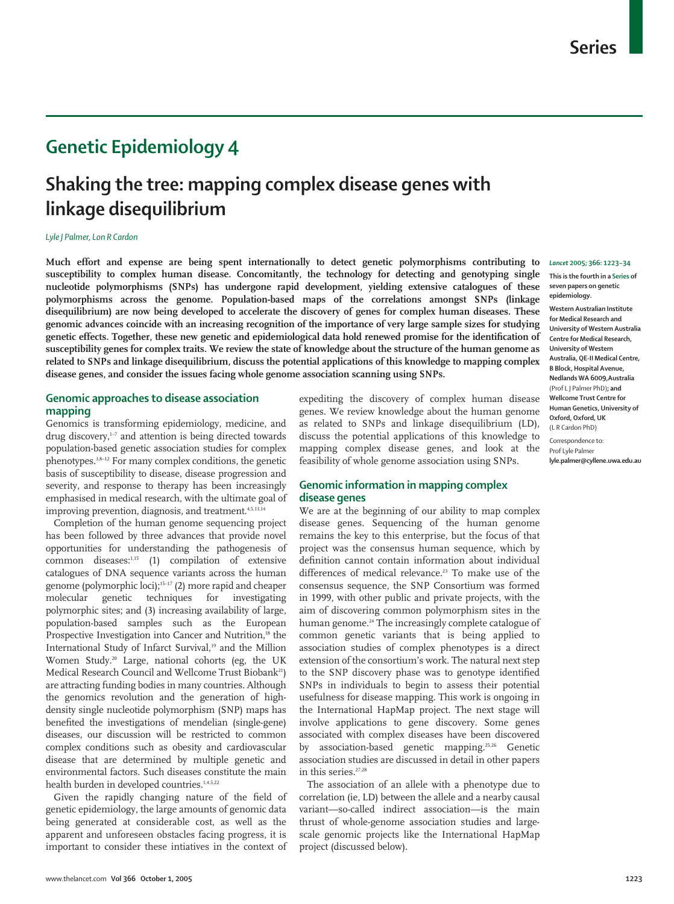# Genetic Epidemiology 4

## Shaking the tree: mapping complex disease genes with linkage disequilibrium

*Lyle J Palmer, Lon R Cardon*

**Much effort and expense are being spent internationally to detect genetic polymorphisms contributing to susceptibility to complex human disease. Concomitantly, the technology for detecting and genotyping single nucleotide polymorphisms (SNPs) has undergone rapid development, yielding extensive catalogues of these polymorphisms across the genome. Population-based maps of the correlations amongst SNPs (linkage disequilibrium) are now being developed to accelerate the discovery of genes for complex human diseases. These genomic advances coincide with an increasing recognition of the importance of very large sample sizes for studying genetic effects. Together, these new genetic and epidemiological data hold renewed promise for the identification of susceptibility genes for complex traits. We review the state of knowledge about the structure of the human genome as related to SNPs and linkage disequilibrium, discuss the potential applications of this knowledge to mapping complex disease genes, and consider the issues facing whole genome association scanning using SNPs.**

*Lancet* 2005; 366: 1223–34

This is the fourth in a Series of seven papers on genetic epidemiology.

Western Australian Institute for Medical Research and University of Western Australia Centre for Medical Research, University of Western Australia, QE-II Medical Centre, B Block, Hospital Avenue, Nedlands WA 6009,Australia (Prof L J Palmer PhD); and Wellcome Trust Centre for Human Genetics, University of Oxford, Oxford, UK (L R Cardon PhD)

Correspondence to: Prof Lyle Palmer lyle.palmer@cyllene.uwa.edu.au

## Genomic approaches to disease association mapping

Genomics is transforming epidemiology, medicine, and drug discovery,[1–7] and attention is being directed towards population-based genetic association studies for complex phenotypes.[3,8–12] For many complex conditions, the genetic basis of susceptibility to disease, disease progression and severity, and response to therapy has been increasingly emphasised in medical research, with the ultimate goal of improving prevention, diagnosis, and treatment.[4,5,13,14]

Completion of the human genome sequencing project has been followed by three advances that provide novel opportunities for understanding the pathogenesis of common diseases:[1,15] (1) compilation of extensive catalogues of DNA sequence variants across the human genome (polymorphic loci);[15–17] (2) more rapid and cheaper molecular genetic techniques for investigating polymorphic sites; and (3) increasing availability of large, population-based samples such as the European Prospective Investigation into Cancer and Nutrition,[18] the International Study of Infarct Survival,[19] and the Million Women Study.[20] Large, national cohorts (eg, the UK Medical Research Council and Wellcome Trust Biobank[21]) are attracting funding bodies in many countries. Although the genomics revolution and the generation of high-density single nucleotide polymorphism (SNP) maps has benefited the investigations of mendelian (single-gene) diseases, our discussion will be restricted to common complex conditions such as obesity and cardiovascular disease that are determined by multiple genetic and environmental factors. Such diseases constitute the main health burden in developed countries.[1,4,5,22]

Given the rapidly changing nature of the field of genetic epidemiology, the large amounts of genomic data being generated at considerable cost, as well as the apparent and unforeseen obstacles facing progress, it is important to consider these intiatives in the context of expediting the discovery of complex human disease genes. We review knowledge about the human genome as related to SNPs and linkage disequilibrium (LD), discuss the potential applications of this knowledge to mapping complex disease genes, and look at the feasibility of whole genome association using SNPs.

## Genomic information in mapping complex disease genes

We are at the beginning of our ability to map complex disease genes. Sequencing of the human genome remains the key to this enterprise, but the focus of that project was the consensus human sequence, which by definition cannot contain information about individual differences of medical relevance.[23] To make use of the consensus sequence, the SNP Consortium was formed in 1999, with other public and private projects, with the aim of discovering common polymorphism sites in the human genome.[24] The increasingly complete catalogue of common genetic variants that is being applied to association studies of complex phenotypes is a direct extension of the consortium's work. The natural next step to the SNP discovery phase was to genotype identified SNPs in individuals to begin to assess their potential usefulness for disease mapping. This work is ongoing in the International HapMap project. The next stage will involve applications to gene discovery. Some genes associated with complex diseases have been discovered by association-based genetic mapping.[25,26] Genetic association studies are discussed in detail in other papers in this series.[27,28]

The association of an allele with a phenotype due to correlation (ie, LD) between the allele and a nearby causal variant—so-called indirect association—is the main thrust of whole-genome association studies and large-scale genomic projects like the International HapMap project (discussed below).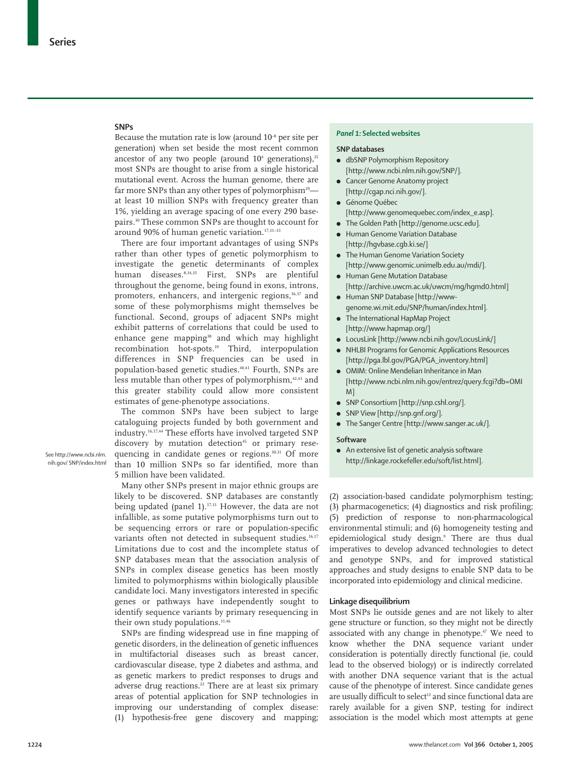## SNPs

Because the mutation rate is low (around $10^{-8}$ per site per generation) when set beside the most recent common ancestor of any two people (around $10^4$ generations),[25] most SNPs are thought to arise from a single historical mutational event. Across the human genome, there are far more SNPs than any other types of polymorphism[29]—at least 10 million SNPs with frequency greater than 1%, yielding an average spacing of one every 290 basepairs.[30] These common SNPs are thought to account for around 90% of human genetic variation.[17,31–33]

There are four important advantages of using SNPs rather than other types of genetic polymorphism to investigate the genetic determinants of complex human diseases.[8,34,35] First, SNPs are plentiful throughout the genome, being found in exons, introns, promoters, enhancers, and intergenic regions,[36,37] and some of these polymorphisms might themselves be functional. Second, groups of adjacent SNPs might exhibit patterns of correlations that could be used to enhance gene mapping[38] and which may highlight recombination hot-spots.[39] Third, interpopulation differences in SNP frequencies can be used in population-based genetic studies.[40,41] Fourth, SNPs are less mutable than other types of polymorphism,[42,43] and this greater stability could allow more consistent estimates of gene-phenotype associations.

The common SNPs have been subject to large cataloguing projects funded by both government and industry.[16,17,44] These efforts have involved targeted SNP discovery by mutation detection[45] or primary resequencing in candidate genes or regions.[30,31] Of more than 10 million SNPs so far identified, more than 5 million have been validated.

See http://www.ncbi.nlm.nih.gov/ SNP/index.html

Many other SNPs present in major ethnic groups are likely to be discovered. SNP databases are constantly being updated (panel 1).[17,31] However, the data are not infallible, as some putative polymorphisms turn out to be sequencing errors or rare or population-specific variants often not detected in subsequent studies.[16,17] Limitations due to cost and the incomplete status of SNP databases mean that the association analysis of SNPs in complex disease genetics has been mostly limited to polymorphisms within biologically plausible candidate loci. Many investigators interested in specific genes or pathways have independently sought to identify sequence variants by primary resequencing in their own study populations.[31,46]

SNPs are finding widespread use in fine mapping of genetic disorders, in the delineation of genetic influences in multifactorial diseases such as breast cancer, cardiovascular disease, type 2 diabetes and asthma, and as genetic markers to predict responses to drugs and adverse drug reactions.[22] There are at least six primary areas of potential application for SNP technologies in improving our understanding of complex disease: (1) hypothesis-free gene discovery and mapping; (2) association-based candidate polymorphism testing; (3) pharmacogenetics; (4) diagnostics and risk profiling; (5) prediction of response to non-pharmacological environmental stimuli; and (6) homogeneity testing and epidemiological study design.[9] There are thus dual imperatives to develop advanced technologies to detect and genotype SNPs, and for improved statistical approaches and study designs to enable SNP data to be incorporated into epidemiology and clinical medicine.

### *Panel 1:* Selected websites

**SNP databases**

- dbSNP Polymorphism Repository [http://www.ncbi.nlm.nih.gov/SNP/].
- Cancer Genome Anatomy project [http://cgap.nci.nih.gov/].
- Génome Québec [http://www.genomequebec.com/index_e.asp].
- The Golden Path [http://genome.ucsc.edu].
- Human Genome Variation Database [http://hgvbase.cgb.ki.se/]
- The Human Genome Variation Society [http://www.genomic.unimelb.edu.au/mdi/].
- Human Gene Mutation Database [http://archive.uwcm.ac.uk/uwcm/mg/hgmd0.html]
- Human SNP Database [http://www-genome.wi.mit.edu/SNP/human/index.html].
- The International HapMap Project [http://www.hapmap.org/]
- LocusLink [http://www.ncbi.nlm.nih.gov/LocusLink/]
- NHLBI Programs for Genomic Applications Resources [http://pga.lbl.gov/PGA/PGA_inventory.html]
- OMIM: Online Mendelian Inheritance in Man [http://www.ncbi.nlm.nih.gov/entrez/query.fcgi?db=OMIM]
- SNP Consortium [http://snp.cshl.org/].
- SNP View [http://snp.gnf.org/].
- The Sanger Centre [http://www.sanger.ac.uk/].

**Software**

- An extensive list of genetic analysis software http://linkage.rockefeller.edu/soft/list.html].

## Linkage disequilibrium

Most SNPs lie outside genes and are not likely to alter gene structure or function, so they might not be directly associated with any change in phenotype.[47] We need to know whether the DNA sequence variant under consideration is potentially directly functional (ie, could lead to the observed biology) or is indirectly correlated with another DNA sequence variant that is the actual cause of the phenotype of interest. Since candidate genes are usually difficult to select[12] and since functional data are rarely available for a given SNP, testing for indirect association is the model which most attempts at gene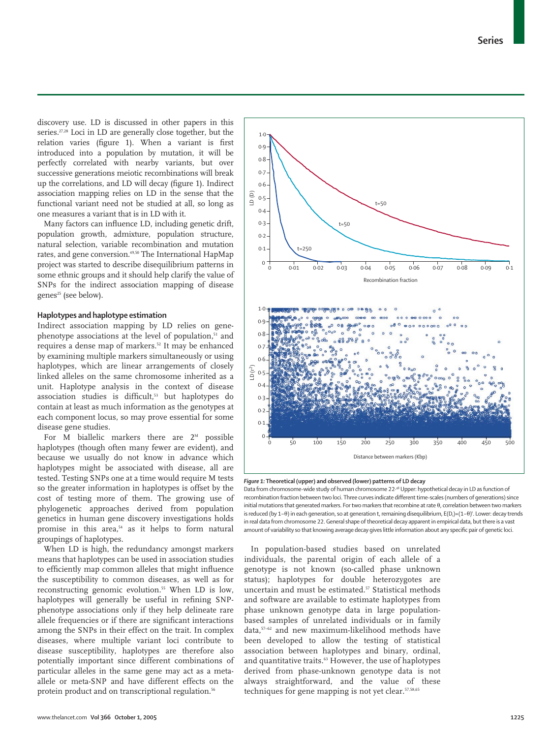discovery use. LD is discussed in other papers in this series.[27,28] Loci in LD are generally close together, but the relation varies (figure 1). When a variant is first introduced into a population by mutation, it will be perfectly correlated with nearby variants, but over successive generations meiotic recombinations will break up the correlations, and LD will decay (figure 1). Indirect association mapping relies on LD in the sense that the functional variant need not be studied at all, so long as one measures a variant that is in LD with it.

Many factors can influence LD, including genetic drift, population growth, admixture, population structure, natural selection, variable recombination and mutation rates, and gene conversion.[49,50] The International HapMap project was started to describe disequilibrium patterns in some ethnic groups and it should help clarify the value of SNPs for the indirect association mapping of disease genes[25] (see below).

## Haplotypes and haplotype estimation

Indirect association mapping by LD relies on gene-phenotype associations at the level of population,[51] and requires a dense map of markers.[52] It may be enhanced by examining multiple markers simultaneously or using haplotypes, which are linear arrangements of closely linked alleles on the same chromosome inherited as a unit. Haplotype analysis in the context of disease association studies is difficult,[53] but haplotypes do contain at least as much information as the genotypes at each component locus, so may prove essential for some disease gene studies.

For M biallelic markers there are $2^M$ possible haplotypes (though often many fewer are evident), and because we usually do not know in advance which haplotypes might be associated with disease, all are tested. Testing SNPs one at a time would require M tests so the greater information in haplotypes is offset by the cost of testing more of them. The growing use of phylogenetic approaches derived from population genetics in human gene discovery investigations holds promise in this area,[54] as it helps to form natural groupings of haplotypes.

When LD is high, the redundancy amongst markers means that haplotypes can be used in association studies to efficiently map common alleles that might influence the susceptibility to common diseases, as well as for reconstructing genomic evolution.[55] When LD is low, haplotypes will generally be useful in refining SNP-phenotype associations only if they help delineate rare allele frequencies or if there are significant interactions among the SNPs in their effect on the trait. In complex diseases, where multiple variant loci contribute to disease susceptibility, haplotypes are therefore also potentially important since different combinations of particular alleles in the same gene may act as a meta-allele or meta-SNP and have different effects on the protein product and on transcriptional regulation.[56]

***Figure 1:*** **Theoretical (upper) and observed (lower) patterns of LD decay**
Data from chromosome-wide study of human chromosome 22.[48] Upper: hypothetical decay in LD as function of recombination fraction between two loci. Three curves indicate different time-scales (numbers of generations) since initial mutations that generated markers. For two markers that recombine at rate θ, correlation between two markers is reduced (by 1−θ) in each generation, so at generation t, remaining disequilibrium, $E(D_t)=(1-\theta)^t$. Lower: decay trends in real data from chromosome 22. General shape of theoretical decay apparent in empirical data, but there is a vast amount of variability so that knowing average decay gives little information about any specific pair of genetic loci.

In population-based studies based on unrelated individuals, the parental origin of each allele of a genotype is not known (so-called phase unknown status); haplotypes for double heterozygotes are uncertain and must be estimated.[57] Statistical methods and software are available to estimate haplotypes from phase unknown genotype data in large population-based samples of unrelated individuals or in family data,[57–62] and new maximum-likelihood methods have been developed to allow the testing of statistical association between haplotypes and binary, ordinal, and quantitative traits.[63] However, the use of haplotypes derived from phase-unknown genotype data is not always straightforward, and the value of these techniques for gene mapping is not yet clear.[57,58,65]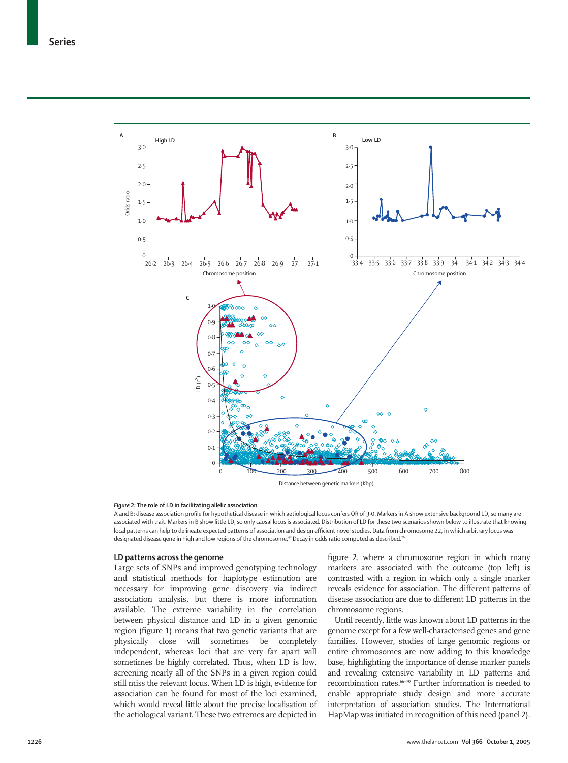Figure 2: **The role of LD in facilitating allelic association**

A and B: disease association profile for hypothetical disease in which aetiological locus confers OR of 3·0. Markers in A show extensive background LD, so many are associated with trait. Markers in B show little LD, so only causal locus is associated. Distribution of LD for these two scenarios shown below to illustrate that knowing local patterns can help to delineate expected patterns of association and design efficient novel studies. Data from chromosome 22, in which arbitrary locus was designated disease gene in high and low regions of the chromosome.[48] Decay in odds ratio computed as described.[26]

## LD patterns across the genome

Large sets of SNPs and improved genotyping technology and statistical methods for haplotype estimation are necessary for improving gene discovery via indirect association analysis, but there is more information available. The extreme variability in the correlation between physical distance and LD in a given genomic region (figure 1) means that two genetic variants that are physically close will sometimes be completely independent, whereas loci that are very far apart will sometimes be highly correlated. Thus, when LD is low, screening nearly all of the SNPs in a given region could still miss the relevant locus. When LD is high, evidence for association can be found for most of the loci examined, which would reveal little about the precise localisation of the aetiological variant. These two extremes are depicted in figure 2, where a chromosome region in which many markers are associated with the outcome (top left) is contrasted with a region in which only a single marker reveals evidence for association. The different patterns of disease association are due to different LD patterns in the chromosome regions.

Until recently, little was known about LD patterns in the genome except for a few well-characterised genes and gene families. However, studies of large genomic regions or entire chromosomes are now adding to this knowledge base, highlighting the importance of dense marker panels and revealing extensive variability in LD patterns and recombination rates.[66–70] Further information is needed to enable appropriate study design and more accurate interpretation of association studies. The International HapMap was initiated in recognition of this need (panel 2).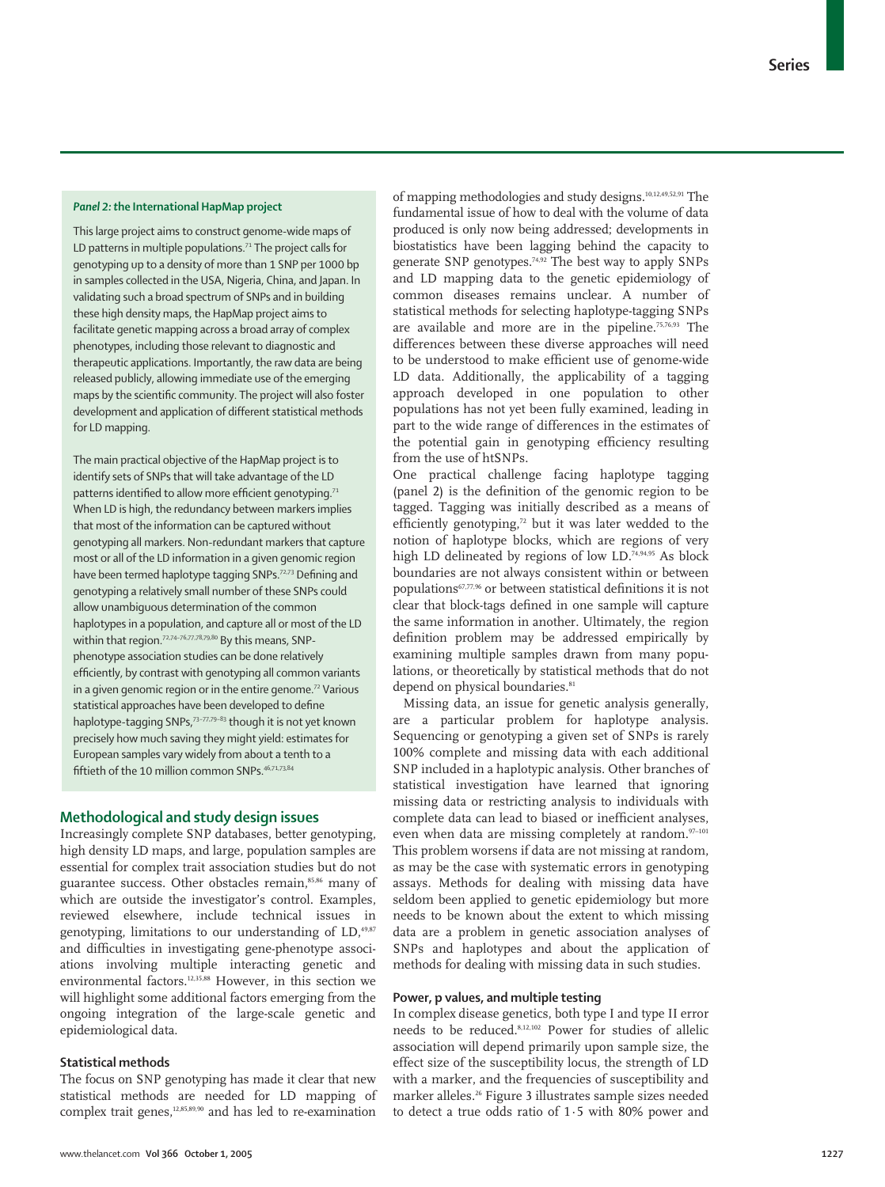### *Panel 2:* the International HapMap project

This large project aims to construct genome-wide maps of LD patterns in multiple populations.[71] The project calls for genotyping up to a density of more than 1 SNP per 1000 bp in samples collected in the USA, Nigeria, China, and Japan. In validating such a broad spectrum of SNPs and in building these high density maps, the HapMap project aims to facilitate genetic mapping across a broad array of complex phenotypes, including those relevant to diagnostic and therapeutic applications. Importantly, the raw data are being released publicly, allowing immediate use of the emerging maps by the scientific community. The project will also foster development and application of different statistical methods for LD mapping.

The main practical objective of the HapMap project is to identify sets of SNPs that will take advantage of the LD patterns identified to allow more efficient genotyping.[71] When LD is high, the redundancy between markers implies that most of the information can be captured without genotyping all markers. Non-redundant markers that capture most or all of the LD information in a given genomic region have been termed haplotype tagging SNPs.[72,73] Defining and genotyping a relatively small number of these SNPs could allow unambiguous determination of the common haplotypes in a population, and capture all or most of the LD within that region.[72,74–76,77,78,79,80] By this means, SNP-phenotype association studies can be done relatively efficiently, by contrast with genotyping all common variants in a given genomic region or in the entire genome.[72] Various statistical approaches have been developed to define haplotype-tagging SNPs,[73–77,79–83] though it is not yet known precisely how much saving they might yield: estimates for European samples vary widely from about a tenth to a fiftieth of the 10 million common SNPs.[46,71,73,84]

## Methodological and study design issues

Increasingly complete SNP databases, better genotyping, high density LD maps, and large, population samples are essential for complex trait association studies but do not guarantee success. Other obstacles remain,[85,86] many of which are outside the investigator's control. Examples, reviewed elsewhere, include technical issues in genotyping, limitations to our understanding of LD,[49,87] and difficulties in investigating gene-phenotype associations involving multiple interacting genetic and environmental factors.[12,35,88] However, in this section we will highlight some additional factors emerging from the ongoing integration of the large-scale genetic and epidemiological data.

### Statistical methods

The focus on SNP genotyping has made it clear that new statistical methods are needed for LD mapping of complex trait genes,[12,85,89,90] and has led to re-examination of mapping methodologies and study designs.[10,12,49,52,91] The fundamental issue of how to deal with the volume of data produced is only now being addressed; developments in biostatistics have been lagging behind the capacity to generate SNP genotypes.[74,92] The best way to apply SNPs and LD mapping data to the genetic epidemiology of common diseases remains unclear. A number of statistical methods for selecting haplotype-tagging SNPs are available and more are in the pipeline.[75,76,93] The differences between these diverse approaches will need to be understood to make efficient use of genome-wide LD data. Additionally, the applicability of a tagging approach developed in one population to other populations has not yet been fully examined, leading in part to the wide range of differences in the estimates of the potential gain in genotyping efficiency resulting from the use of htSNPs.

One practical challenge facing haplotype tagging (panel 2) is the definition of the genomic region to be tagged. Tagging was initially described as a means of efficiently genotyping,[72] but it was later wedded to the notion of haplotype blocks, which are regions of very high LD delineated by regions of low LD.[74,94,95] As block boundaries are not always consistent within or between populations[67,77,96] or between statistical definitions it is not clear that block-tags defined in one sample will capture the same information in another. Ultimately, the region definition problem may be addressed empirically by examining multiple samples drawn from many populations, or theoretically by statistical methods that do not depend on physical boundaries.[81]

Missing data, an issue for genetic analysis generally, are a particular problem for haplotype analysis. Sequencing or genotyping a given set of SNPs is rarely 100% complete and missing data with each additional SNP included in a haplotypic analysis. Other branches of statistical investigation have learned that ignoring missing data or restricting analysis to individuals with complete data can lead to biased or inefficient analyses, even when data are missing completely at random.[97–101] This problem worsens if data are not missing at random, as may be the case with systematic errors in genotyping assays. Methods for dealing with missing data have seldom been applied to genetic epidemiology but more needs to be known about the extent to which missing data are a problem in genetic association analyses of SNPs and haplotypes and about the application of methods for dealing with missing data in such studies.

### Power, p values, and multiple testing

In complex disease genetics, both type I and type II error needs to be reduced.[8,12,102] Power for studies of allelic association will depend primarily upon sample size, the effect size of the susceptibility locus, the strength of LD with a marker, and the frequencies of susceptibility and marker alleles.[26] Figure 3 illustrates sample sizes needed to detect a true odds ratio of 1·5 with 80% power and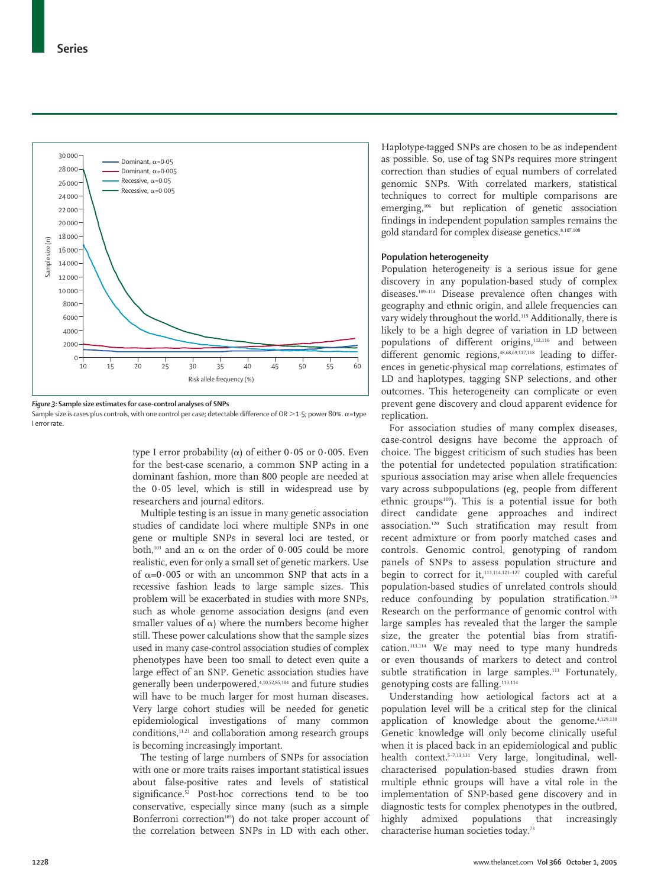*Figure 3:* **Sample size estimates for case-control analyses of SNPs**

Sample size is cases plus controls, with one control per case; detectable difference of OR >1·5; power 80%. α=type I error rate.

type I error probability (α) of either 0·05 or 0·005. Even for the best-case scenario, a common SNP acting in a dominant fashion, more than 800 people are needed at the 0·05 level, which is still in widespread use by researchers and journal editors.

Multiple testing is an issue in many genetic association studies of candidate loci where multiple SNPs in one gene or multiple SNPs in several loci are tested, or both,[103] and an α on the order of 0·005 could be more realistic, even for only a small set of genetic markers. Use of α=0·005 or with an uncommon SNP that acts in a recessive fashion leads to large sample sizes. This problem will be exacerbated in studies with more SNPs, such as whole genome association designs (and even smaller values of α) where the numbers become higher still. These power calculations show that the sample sizes used in many case-control association studies of complex phenotypes have been too small to detect even quite a large effect of an SNP. Genetic association studies have generally been underpowered,[4,10,52,85,104] and future studies will have to be much larger for most human diseases. Very large cohort studies will be needed for genetic epidemiological investigations of many common conditions,[11,21] and collaboration among research groups is becoming increasingly important.

The testing of large numbers of SNPs for association with one or more traits raises important statistical issues about false-positive rates and levels of statistical significance.[52] Post-hoc corrections tend to be too conservative, especially since many (such as a simple Bonferroni correction[105]) do not take proper account of the correlation between SNPs in LD with each other. Haplotype-tagged SNPs are chosen to be as independent as possible. So, use of tag SNPs requires more stringent correction than studies of equal numbers of correlated genomic SNPs. With correlated markers, statistical techniques to correct for multiple comparisons are emerging,[106] but replication of genetic association findings in independent population samples remains the gold standard for complex disease genetics.[8,107,108]

## Population heterogeneity

Population heterogeneity is a serious issue for gene discovery in any population-based study of complex diseases.[109–114] Disease prevalence often changes with geography and ethnic origin, and allele frequencies can vary widely throughout the world.[115] Additionally, there is likely to be a high degree of variation in LD between populations of different origins,[112,116] and between different genomic regions,[48,68,69,117,118] leading to differences in genetic-physical map correlations, estimates of LD and haplotypes, tagging SNP selections, and other outcomes. This heterogeneity can complicate or even prevent gene discovery and cloud apparent evidence for replication.

For association studies of many complex diseases, case-control designs have become the approach of choice. The biggest criticism of such studies has been the potential for undetected population stratification: spurious association may arise when allele frequencies vary across subpopulations (eg, people from different ethnic groups[119]). This is a potential issue for both direct candidate gene approaches and indirect association.[120] Such stratification may result from recent admixture or from poorly matched cases and controls. Genomic control, genotyping of random panels of SNPs to assess population structure and begin to correct for it,[113,114,121–127] coupled with careful population-based studies of unrelated controls should reduce confounding by population stratification.[128] Research on the performance of genomic control with large samples has revealed that the larger the sample size, the greater the potential bias from stratification.[113,114] We may need to type many hundreds or even thousands of markers to detect and control subtle stratification in large samples.[113] Fortunately, genotyping costs are falling.[113,114]

Understanding how aetiological factors act at a population level will be a critical step for the clinical application of knowledge about the genome.[4,129,130] Genetic knowledge will only become clinically useful when it is placed back in an epidemiological and public health context.[5–7,13,131] Very large, longitudinal, well-characterised population-based studies drawn from multiple ethnic groups will have a vital role in the implementation of SNP-based gene discovery and in diagnostic tests for complex phenotypes in the outbred, highly admixed populations that increasingly characterise human societies today.[73]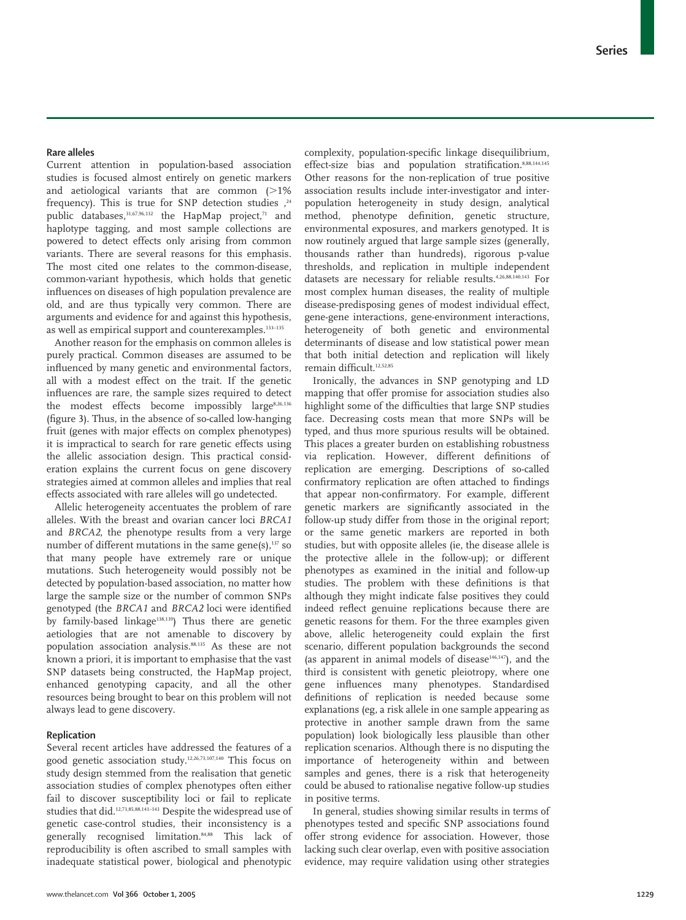### Rare alleles

Current attention in population-based association studies is focused almost entirely on genetic markers and aetiological variants that are common (>1% frequency). This is true for SNP detection studies ,[24] public databases,[31,67,96,132] the HapMap project,[71] and haplotype tagging, and most sample collections are powered to detect effects only arising from common variants. There are several reasons for this emphasis. The most cited one relates to the common-disease, common-variant hypothesis, which holds that genetic influences on diseases of high population prevalence are old, and are thus typically very common. There are arguments and evidence for and against this hypothesis, as well as empirical support and counterexamples.[133–135]

Another reason for the emphasis on common alleles is purely practical. Common diseases are assumed to be influenced by many genetic and environmental factors, all with a modest effect on the trait. If the genetic influences are rare, the sample sizes required to detect the modest effects become impossibly large[8,26,136] (figure 3). Thus, in the absence of so-called low-hanging fruit (genes with major effects on complex phenotypes) it is impractical to search for rare genetic effects using the allelic association design. This practical consideration explains the current focus on gene discovery strategies aimed at common alleles and implies that real effects associated with rare alleles will go undetected.

Allelic heterogeneity accentuates the problem of rare alleles. With the breast and ovarian cancer loci *BRCA1* and *BRCA2*, the phenotype results from a very large number of different mutations in the same gene(s),[137] so that many people have extremely rare or unique mutations. Such heterogeneity would possibly not be detected by population-based association, no matter how large the sample size or the number of common SNPs genotyped (the *BRCA1* and *BRCA2* loci were identified by family-based linkage[138,139]) Thus there are genetic aetiologies that are not amenable to discovery by population association analysis.[88,135] As these are not known a priori, it is important to emphasise that the vast SNP datasets being constructed, the HapMap project, enhanced genotyping capacity, and all the other resources being brought to bear on this problem will not always lead to gene discovery.

### Replication

Several recent articles have addressed the features of a good genetic association study.[12,26,73,107,140] This focus on study design stemmed from the realisation that genetic association studies of complex phenotypes often either fail to discover susceptibility loci or fail to replicate studies that did.[12,73,85,88,141–143] Despite the widespread use of genetic case-control studies, their inconsistency is a generally recognised limitation.[84,88] This lack of reproducibility is often ascribed to small samples with inadequate statistical power, biological and phenotypic complexity, population-specific linkage disequilibrium, effect-size bias and population stratification.[8,88,144,145] Other reasons for the non-replication of true positive association results include inter-investigator and inter-population heterogeneity in study design, analytical method, phenotype definition, genetic structure, environmental exposures, and markers genotyped. It is now routinely argued that large sample sizes (generally, thousands rather than hundreds), rigorous p-value thresholds, and replication in multiple independent datasets are necessary for reliable results.[4,26,88,140,143] For most complex human diseases, the reality of multiple disease-predisposing genes of modest individual effect, gene-gene interactions, gene-environment interactions, heterogeneity of both genetic and environmental determinants of disease and low statistical power mean that both initial detection and replication will likely remain difficult.[12,52,85]

Ironically, the advances in SNP genotyping and LD mapping that offer promise for association studies also highlight some of the difficulties that large SNP studies face. Decreasing costs mean that more SNPs will be typed, and thus more spurious results will be obtained. This places a greater burden on establishing robustness via replication. However, different definitions of replication are emerging. Descriptions of so-called confirmatory replication are often attached to findings that appear non-confirmatory. For example, different genetic markers are significantly associated in the follow-up study differ from those in the original report; or the same genetic markers are reported in both studies, but with opposite alleles (ie, the disease allele is the protective allele in the follow-up); or different phenotypes as examined in the initial and follow-up studies. The problem with these definitions is that although they might indicate false positives they could indeed reflect genuine replications because there are genetic reasons for them. For the three examples given above, allelic heterogeneity could explain the first scenario, different population backgrounds the second (as apparent in animal models of disease[146,147]), and the third is consistent with genetic pleiotropy, where one gene influences many phenotypes. Standardised definitions of replication is needed because some explanations (eg, a risk allele in one sample appearing as protective in another sample drawn from the same population) look biologically less plausible than other replication scenarios. Although there is no disputing the importance of heterogeneity within and between samples and genes, there is a risk that heterogeneity could be abused to rationalise negative follow-up studies in positive terms.

In general, studies showing similar results in terms of phenotypes tested and specific SNP associations found offer strong evidence for association. However, those lacking such clear overlap, even with positive association evidence, may require validation using other strategies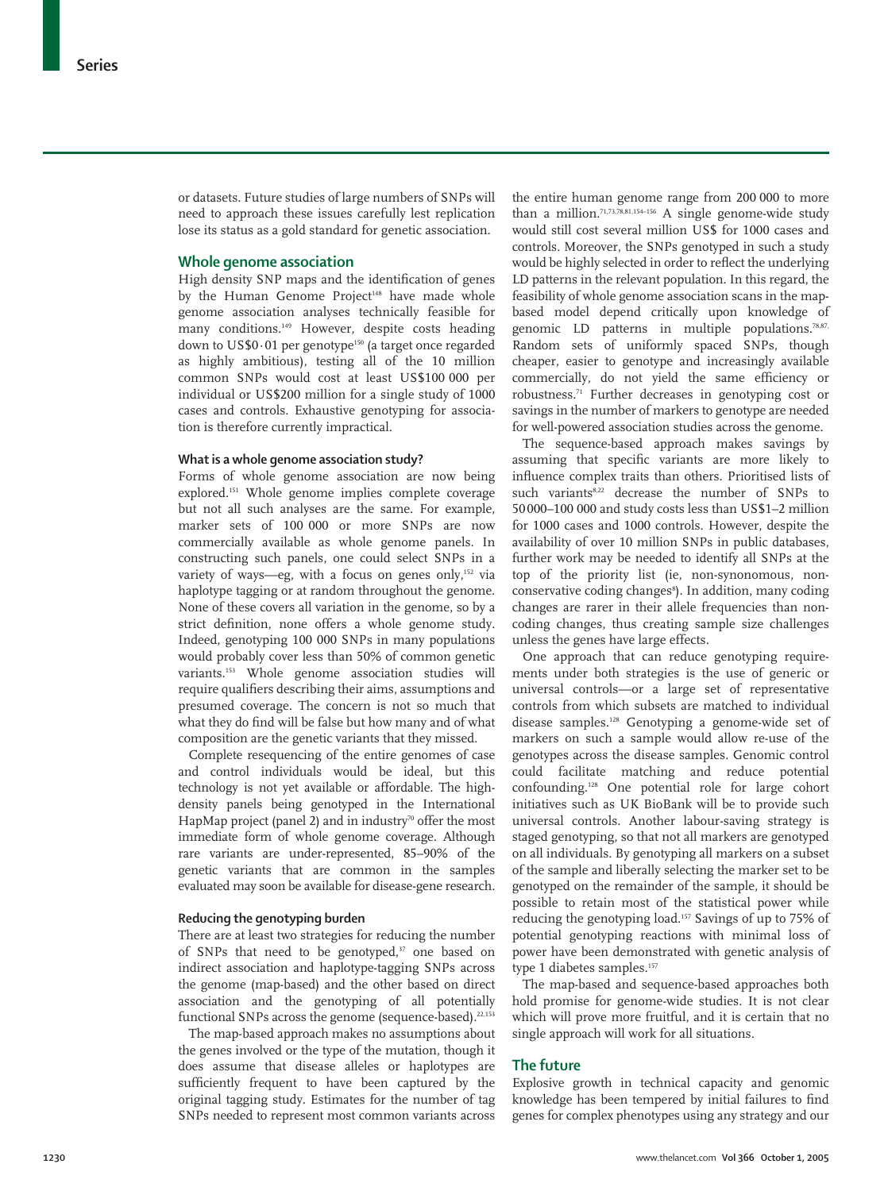or datasets. Future studies of large numbers of SNPs will need to approach these issues carefully lest replication lose its status as a gold standard for genetic association.

## Whole genome association

High density SNP maps and the identification of genes by the Human Genome Project[148] have made whole genome association analyses technically feasible for many conditions.[149] However, despite costs heading down to US$0·01 per genotype[150] (a target once regarded as highly ambitious), testing all of the 10 million common SNPs would cost at least US$100 000 per individual or US$200 million for a single study of 1000 cases and controls. Exhaustive genotyping for association is therefore currently impractical.

### What is a whole genome association study?

Forms of whole genome association are now being explored.[151] Whole genome implies complete coverage but not all such analyses are the same. For example, marker sets of 100 000 or more SNPs are now commercially available as whole genome panels. In constructing such panels, one could select SNPs in a variety of ways—eg, with a focus on genes only,[152] via haplotype tagging or at random throughout the genome. None of these covers all variation in the genome, so by a strict definition, none offers a whole genome study. Indeed, genotyping 100 000 SNPs in many populations would probably cover less than 50% of common genetic variants.[153] Whole genome association studies will require qualifiers describing their aims, assumptions and presumed coverage. The concern is not so much that what they do find will be false but how many and of what composition are the genetic variants that they missed.

Complete resequencing of the entire genomes of case and control individuals would be ideal, but this technology is not yet available or affordable. The high-density panels being genotyped in the International HapMap project (panel 2) and in industry[70] offer the most immediate form of whole genome coverage. Although rare variants are under-represented, 85–90% of the genetic variants that are common in the samples evaluated may soon be available for disease-gene research.

### Reducing the genotyping burden

There are at least two strategies for reducing the number of SNPs that need to be genotyped,[37] one based on indirect association and haplotype-tagging SNPs across the genome (map-based) and the other based on direct association and the genotyping of all potentially functional SNPs across the genome (sequence-based).[22,153]

The map-based approach makes no assumptions about the genes involved or the type of the mutation, though it does assume that disease alleles or haplotypes are sufficiently frequent to have been captured by the original tagging study. Estimates for the number of tag SNPs needed to represent most common variants across the entire human genome range from 200 000 to more than a million.[71,73,78,81,154–156] A single genome-wide study would still cost several million US$ for 1000 cases and controls. Moreover, the SNPs genotyped in such a study would be highly selected in order to reflect the underlying LD patterns in the relevant population. In this regard, the feasibility of whole genome association scans in the map-based model depend critically upon knowledge of genomic LD patterns in multiple populations.[78,87,] Random sets of uniformly spaced SNPs, though cheaper, easier to genotype and increasingly available commercially, do not yield the same efficiency or robustness.[71] Further decreases in genotyping cost or savings in the number of markers to genotype are needed for well-powered association studies across the genome.

The sequence-based approach makes savings by assuming that specific variants are more likely to influence complex traits than others. Prioritised lists of such variants[8,22] decrease the number of SNPs to 50 000–100 000 and study costs less than US$1–2 million for 1000 cases and 1000 controls. However, despite the availability of over 10 million SNPs in public databases, further work may be needed to identify all SNPs at the top of the priority list (ie, non-synonomous, non-conservative coding changes[8]). In addition, many coding changes are rarer in their allele frequencies than non-coding changes, thus creating sample size challenges unless the genes have large effects.

One approach that can reduce genotyping requirements under both strategies is the use of generic or universal controls—or a large set of representative controls from which subsets are matched to individual disease samples.[128] Genotyping a genome-wide set of markers on such a sample would allow re-use of the genotypes across the disease samples. Genomic control could facilitate matching and reduce potential confounding.[128] One potential role for large cohort initiatives such as UK BioBank will be to provide such universal controls. Another labour-saving strategy is staged genotyping, so that not all markers are genotyped on all individuals. By genotyping all markers on a subset of the sample and liberally selecting the marker set to be genotyped on the remainder of the sample, it should be possible to retain most of the statistical power while reducing the genotyping load.[157] Savings of up to 75% of potential genotyping reactions with minimal loss of power have been demonstrated with genetic analysis of type 1 diabetes samples.[157]

The map-based and sequence-based approaches both hold promise for genome-wide studies. It is not clear which will prove more fruitful, and it is certain that no single approach will work for all situations.

## The future

Explosive growth in technical capacity and genomic knowledge has been tempered by initial failures to find genes for complex phenotypes using any strategy and our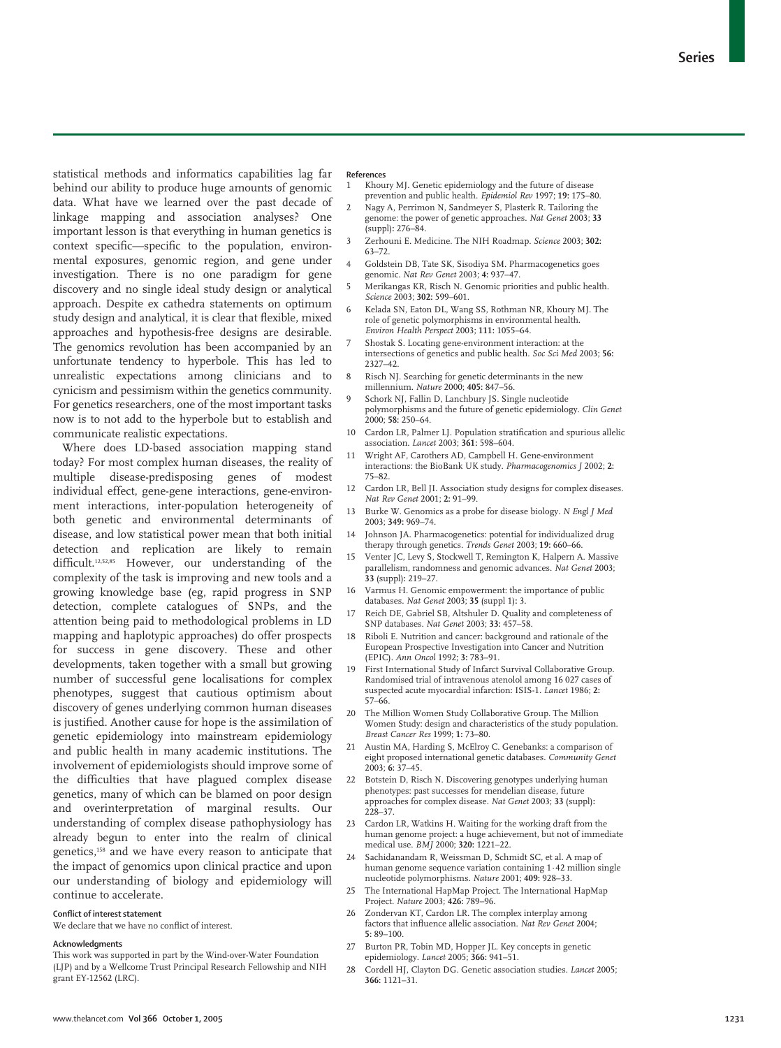statistical methods and informatics capabilities lag far behind our ability to produce huge amounts of genomic data. What have we learned over the past decade of linkage mapping and association analyses? One important lesson is that everything in human genetics is context specific—specific to the population, environmental exposures, genomic region, and gene under investigation. There is no one paradigm for gene discovery and no single ideal study design or analytical approach. Despite ex cathedra statements on optimum study design and analytical, it is clear that flexible, mixed approaches and hypothesis-free designs are desirable. The genomics revolution has been accompanied by an unfortunate tendency to hyperbole. This has led to unrealistic expectations among clinicians and to cynicism and pessimism within the genetics community. For genetics researchers, one of the most important tasks now is to not add to the hyperbole but to establish and communicate realistic expectations.

Where does LD-based association mapping stand today? For most complex human diseases, the reality of multiple disease-predisposing genes of modest individual effect, gene-gene interactions, gene-environment interactions, inter-population heterogeneity of both genetic and environmental determinants of disease, and low statistical power mean that both initial detection and replication are likely to remain difficult.[12,52,85] However, our understanding of the complexity of the task is improving and new tools and a growing knowledge base (eg, rapid progress in SNP detection, complete catalogues of SNPs, and the attention being paid to methodological problems in LD mapping and haplotypic approaches) do offer prospects for success in gene discovery. These and other developments, taken together with a small but growing number of successful gene localisations for complex phenotypes, suggest that cautious optimism about discovery of genes underlying common human diseases is justified. Another cause for hope is the assimilation of genetic epidemiology into mainstream epidemiology and public health in many academic institutions. The involvement of epidemiologists should improve some of the difficulties that have plagued complex disease genetics, many of which can be blamed on poor design and overinterpretation of marginal results. Our understanding of complex disease pathophysiology has already begun to enter into the realm of clinical genetics,[158] and we have every reason to anticipate that the impact of genomics upon clinical practice and upon our understanding of biology and epidemiology will continue to accelerate.

#### Conflict of interest statement

We declare that we have no conflict of interest.

#### Acknowledgments

This work was supported in part by the Wind-over-Water Foundation (LJP) and by a Wellcome Trust Principal Research Fellowship and NIH grant EY-12562 (LRC).

#### References

1. Khoury MJ. Genetic epidemiology and the future of disease prevention and public health. *Epidemiol Rev* 1997; **19:** 175–80.
2. Nagy A, Perrimon N, Sandmeyer S, Plasterk R. Tailoring the genome: the power of genetic approaches. *Nat Genet* 2003; **33** (suppl)**:** 276–84.
3. Zerhouni E. Medicine. The NIH Roadmap. *Science* 2003; **302:** 63–72.
4. Goldstein DB, Tate SK, Sisodiya SM. Pharmacogenetics goes genomic. *Nat Rev Genet* 2003; **4:** 937–47.
5. Merikangas KR, Risch N. Genomic priorities and public health. *Science* 2003; **302:** 599–601.
6. Kelada SN, Eaton DL, Wang SS, Rothman NR, Khoury MJ. The role of genetic polymorphisms in environmental health. *Environ Health Perspect* 2003; **111:** 1055–64.
7. Shostak S. Locating gene-environment interaction: at the intersections of genetics and public health. *Soc Sci Med* 2003; **56:** 2327–42.
8. Risch NJ. Searching for genetic determinants in the new millennium. *Nature* 2000; **405:** 847–56.
9. Schork NJ, Fallin D, Lanchbury JS. Single nucleotide polymorphisms and the future of genetic epidemiology. *Clin Genet* 2000; **58:** 250–64.
10. Cardon LR, Palmer LJ. Population stratification and spurious allelic association. *Lancet* 2003; **361:** 598–604.
11. Wright AF, Carothers AD, Campbell H. Gene-environment interactions: the BioBank UK study. *Pharmacogenomics J* 2002; **2:** 75–82.
12. Cardon LR, Bell JI. Association study designs for complex diseases. *Nat Rev Genet* 2001; **2:** 91–99.
13. Burke W. Genomics as a probe for disease biology. *N Engl J Med* 2003; **349:** 969–74.
14. Johnson JA. Pharmacogenetics: potential for individualized drug therapy through genetics. *Trends Genet* 2003; **19:** 660–66.
15. Venter JC, Levy S, Stockwell T, Remington K, Halpern A. Massive parallelism, randomness and genomic advances. *Nat Genet* 2003; **33** (suppl)**:** 219–27.
16. Varmus H. Genomic empowerment: the importance of public databases. *Nat Genet* 2003; **35** (suppl 1)**:** 3.
17. Reich DE, Gabriel SB, Altshuler D. Quality and completeness of SNP databases. *Nat Genet* 2003; **33:** 457–58.
18. Riboli E. Nutrition and cancer: background and rationale of the European Prospective Investigation into Cancer and Nutrition (EPIC). *Ann Oncol* 1992; **3:** 783–91.
19. First International Study of Infarct Survival Collaborative Group. Randomised trial of intravenous atenolol among 16 027 cases of suspected acute myocardial infarction: ISIS-1. *Lancet* 1986; **2:** 57–66.
20. The Million Women Study Collaborative Group. The Million Women Study: design and characteristics of the study population. *Breast Cancer Res* 1999; **1:** 73–80.
21. Austin MA, Harding S, McElroy C. Genebanks: a comparison of eight proposed international genetic databases. *Community Genet* 2003; **6:** 37–45.
22. Botstein D, Risch N. Discovering genotypes underlying human phenotypes: past successes for mendelian disease, future approaches for complex disease. *Nat Genet* 2003; **33** (suppl)**:** 228–37.
23. Cardon LR, Watkins H. Waiting for the working draft from the human genome project: a huge achievement, but not of immediate medical use. *BMJ* 2000; **320:** 1221–22.
24. Sachidanandam R, Weissman D, Schmidt SC, et al. A map of human genome sequence variation containing 1·42 million single nucleotide polymorphisms. *Nature* 2001; **409:** 928–33.
25. The International HapMap Project. The International HapMap Project. *Nature* 2003; **426:** 789–96.
26. Zondervan KT, Cardon LR. The complex interplay among factors that influence allelic association. *Nat Rev Genet* 2004; **5:** 89–100.
27. Burton PR, Tobin MD, Hopper JL. Key concepts in genetic epidemiology. *Lancet* 2005; **366:** 941–51.
28. Cordell HJ, Clayton DG. Genetic association studies. *Lancet* 2005; **366:** 1121–31.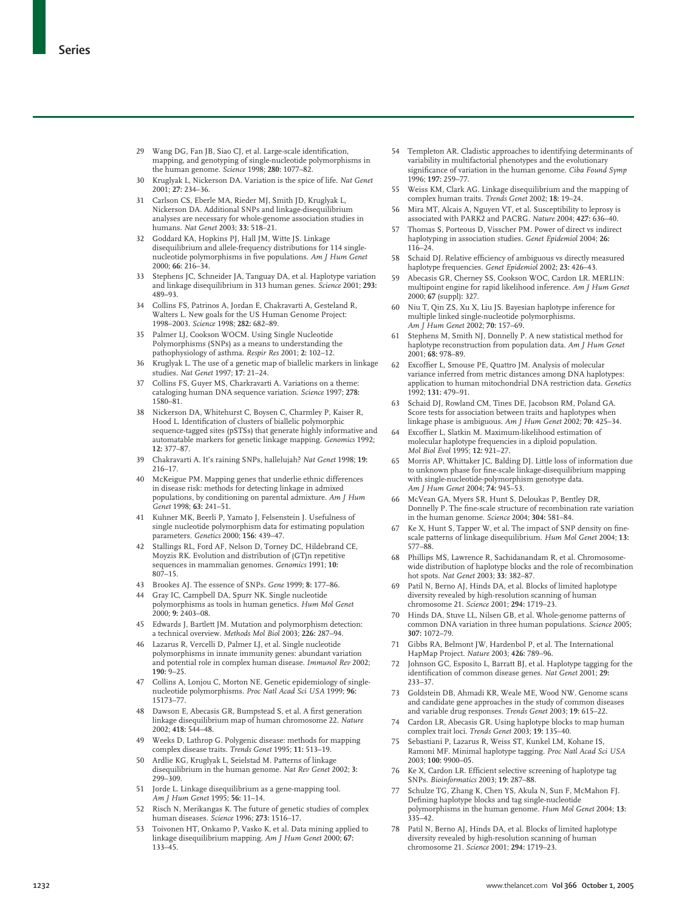29 Wang DG, Fan JB, Siao CJ, et al. Large-scale identification, mapping, and genotyping of single-nucleotide polymorphisms in the human genome. *Science* 1998; **280:** 1077–82.

30 Kruglyak L, Nickerson DA. Variation is the spice of life. *Nat Genet* 2001; **27:** 234–36.

31 Carlson CS, Eberle MA, Rieder MJ, Smith JD, Kruglyak L, Nickerson DA. Additional SNPs and linkage-disequilibrium analyses are necessary for whole-genome association studies in humans. *Nat Genet* 2003; **33:** 518–21.

32 Goddard KA, Hopkins PJ, Hall JM, Witte JS. Linkage disequilibrium and allele-frequency distributions for 114 single-nucleotide polymorphisms in five populations. *Am J Hum Genet* 2000; **66:** 216–34.

33 Stephens JC, Schneider JA, Tanguay DA, et al. Haplotype variation and linkage disequilibrium in 313 human genes. *Science* 2001; **293:** 489–93.

34 Collins FS, Patrinos A, Jordan E, Chakravarti A, Gesteland R, Walters L. New goals for the US Human Genome Project: 1998–2003. *Science* 1998; **282:** 682–89.

35 Palmer LJ, Cookson WOCM. Using Single Nucleotide Polymorphisms (SNPs) as a means to understanding the pathophysiology of asthma. *Respir Res* 2001; **2:** 102–12.

36 Kruglyak L. The use of a genetic map of biallelic markers in linkage studies. *Nat Genet* 1997; **17:** 21–24.

37 Collins FS, Guyer MS, Charkravarti A. Variations on a theme: cataloging human DNA sequence variation. *Science* 1997; **278:** 1580–81.

38 Nickerson DA, Whitehurst C, Boysen C, Charmley P, Kaiser R, Hood L. Identification of clusters of biallelic polymorphic sequence-tagged sites (pSTSs) that generate highly informative and automatable markers for genetic linkage mapping. *Genomics* 1992; **12:** 377–87.

39 Chakravarti A. It's raining SNPs, hallelujah? *Nat Genet* 1998; **19:** 216–17.

40 McKeigue PM. Mapping genes that underlie ethnic differences in disease risk: methods for detecting linkage in admixed populations, by conditioning on parental admixture. *Am J Hum Genet* 1998; **63:** 241–51.

41 Kuhner MK, Beerli P, Yamato J, Felsenstein J. Usefulness of single nucleotide polymorphism data for estimating population parameters. *Genetics* 2000; **156:** 439–47.

42 Stallings RL, Ford AF, Nelson D, Torney DC, Hildebrand CE, Moyzis RK. Evolution and distribution of (GT)n repetitive sequences in mammalian genomes. *Genomics* 1991; **10:** 807–15.

43 Brookes AJ. The essence of SNPs. *Gene* 1999; **8:** 177–86.

44 Gray IC, Campbell DA, Spurr NK. Single nucleotide polymorphisms as tools in human genetics. *Hum Mol Genet* 2000; **9:** 2403–08.

45 Edwards J, Bartlett JM. Mutation and polymorphism detection: a technical overview. *Methods Mol Biol* 2003; **226:** 287–94.

46 Lazarus R, Vercelli D, Palmer LJ, et al. Single nucleotide polymorphisms in innate immunity genes: abundant variation and potential role in complex human disease. *Immunol Rev* 2002; **190:** 9–25.

47 Collins A, Lonjou C, Morton NE. Genetic epidemiology of single-nucleotide polymorphisms. *Proc Natl Acad Sci USA* 1999; **96:** 15173–77.

48 Dawson E, Abecasis GR, Bumpstead S, et al. A first generation linkage disequilibrium map of human chromosome 22. *Nature* 2002; **418:** 544–48.

49 Weeks D, Lathrop G. Polygenic disease: methods for mapping complex disease traits. *Trends Genet* 1995; **11:** 513–19.

50 Ardlie KG, Kruglyak L, Seielstad M. Patterns of linkage disequilibrium in the human genome. *Nat Rev Genet* 2002; **3:** 299–309.

51 Jorde L. Linkage disequilibrium as a gene-mapping tool. *Am J Hum Genet* 1995; **56:** 11–14.

52 Risch N, Merikangas K. The future of genetic studies of complex human diseases. *Science* 1996; **273:** 1516–17.

53 Toivonen HT, Onkamo P, Vasko K, et al. Data mining applied to linkage disequilibrium mapping. *Am J Hum Genet* 2000; **67:** 133–45.

54 Templeton AR. Cladistic approaches to identifying determinants of variability in multifactorial phenotypes and the evolutionary significance of variation in the human genome. *Ciba Found Symp* 1996; **197:** 259–77.

55 Weiss KM, Clark AG. Linkage disequilibrium and the mapping of complex human traits. *Trends Genet* 2002; **18:** 19–24.

56 Mira MT, Alcais A, Nguyen VT, et al. Susceptibility to leprosy is associated with PARK2 and PACRG. *Nature* 2004; **427:** 636–40.

57 Thomas S, Porteous D, Visscher PM. Power of direct vs indirect haplotyping in association studies. *Genet Epidemiol* 2004; **26:** 116–24.

58 Schaid DJ. Relative efficiency of ambiguous vs directly measured haplotype frequencies. *Genet Epidemiol* 2002; **23:** 426–43.

59 Abecasis GR, Cherney SS, Cookson WOC, Cardon LR. MERLIN: multipoint engine for rapid likelihood inference. *Am J Hum Genet* 2000; **67** (suppl)**:** 327.

60 Niu T, Qin ZS, Xu X, Liu JS. Bayesian haplotype inference for multiple linked single-nucleotide polymorphisms. *Am J Hum Genet* 2002; **70:** 157–69.

61 Stephens M, Smith NJ, Donnelly P. A new statistical method for haplotype reconstruction from population data. *Am J Hum Genet* 2001; **68:** 978–89.

62 Excoffier L, Smouse PE, Quattro JM. Analysis of molecular variance inferred from metric distances among DNA haplotypes: application to human mitochondrial DNA restriction data. *Genetics* 1992; **131:** 479–91.

63 Schaid DJ, Rowland CM, Tines DE, Jacobson RM, Poland GA. Score tests for association between traits and haplotypes when linkage phase is ambiguous. *Am J Hum Genet* 2002; **70:** 425–34.

64 Excoffier L, Slatkin M. Maximum-likelihood estimation of molecular haplotype frequencies in a diploid population. *Mol Biol Evol* 1995; **12:** 921–27.

65 Morris AP, Whittaker JC, Balding DJ. Little loss of information due to unknown phase for fine-scale linkage-disequilibrium mapping with single-nucleotide-polymorphism genotype data. *Am J Hum Genet* 2004; **74:** 945–53.

66 McVean GA, Myers SR, Hunt S, Deloukas P, Bentley DR, Donnelly P. The fine-scale structure of recombination rate variation in the human genome. *Science* 2004; **304:** 581–84.

67 Ke X, Hunt S, Tapper W, et al. The impact of SNP density on fine-scale patterns of linkage disequilibrium. *Hum Mol Genet* 2004; **13:** 577–88.

68 Phillips MS, Lawrence R, Sachidanandam R, et al. Chromosome-wide distribution of haplotype blocks and the role of recombination hot spots. *Nat Genet* 2003; **33:** 382–87.

69 Patil N, Berno AJ, Hinds DA, et al. Blocks of limited haplotype diversity revealed by high-resolution scanning of human chromosome 21. *Science* 2001; **294:** 1719–23.

70 Hinds DA, Stuve LL, Nilsen GB, et al. Whole-genome patterns of common DNA variation in three human populations. *Science* 2005; **307:** 1072–79.

71 Gibbs RA, Belmont JW, Hardenbol P, et al. The International HapMap Project. *Nature* 2003; **426:** 789–96.

72 Johnson GC, Esposito L, Barratt BJ, et al. Haplotype tagging for the identification of common disease genes. *Nat Genet* 2001; **29:** 233–37.

73 Goldstein DB, Ahmadi KR, Weale ME, Wood NW. Genome scans and candidate gene approaches in the study of common diseases and variable drug responses. *Trends Genet* 2003; **19:** 615–22.

74 Cardon LR, Abecasis GR. Using haplotype blocks to map human complex trait loci. *Trends Genet* 2003; **19:** 135–40.

75 Sebastiani P, Lazarus R, Weiss ST, Kunkel LM, Kohane IS, Ramoni MF. Minimal haplotype tagging. *Proc Natl Acad Sci USA* 2003; **100:** 9900–05.

76 Ke X, Cardon LR. Efficient selective screening of haplotype tag SNPs. *Bioinformatics* 2003; **19:** 287–88.

77 Schulze TG, Zhang K, Chen YS, Akula N, Sun F, McMahon FJ. Defining haplotype blocks and tag single-nucleotide polymorphisms in the human genome. *Hum Mol Genet* 2004; **13:** 335–42.

78 Patil N, Berno AJ, Hinds DA, et al. Blocks of limited haplotype diversity revealed by high-resolution scanning of human chromosome 21. *Science* 2001; **294:** 1719–23.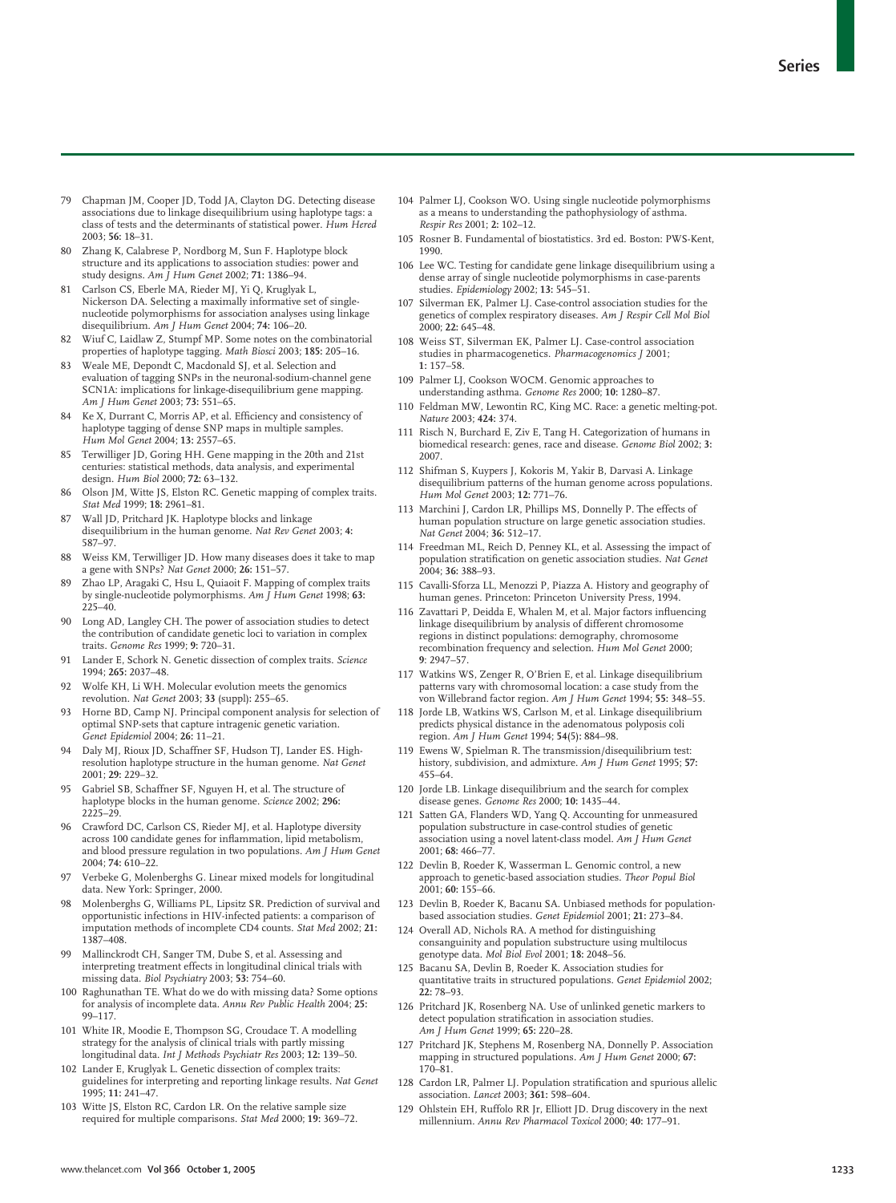79 Chapman JM, Cooper JD, Todd JA, Clayton DG. Detecting disease associations due to linkage disequilibrium using haplotype tags: a class of tests and the determinants of statistical power. *Hum Hered* 2003; **56:** 18–31.

80 Zhang K, Calabrese P, Nordborg M, Sun F. Haplotype block structure and its applications to association studies: power and study designs. *Am J Hum Genet* 2002; **71:** 1386–94.

81 Carlson CS, Eberle MA, Rieder MJ, Yi Q, Kruglyak L, Nickerson DA. Selecting a maximally informative set of single-nucleotide polymorphisms for association analyses using linkage disequilibrium. *Am J Hum Genet* 2004; **74:** 106–20.

82 Wiuf C, Laidlaw Z, Stumpf MP. Some notes on the combinatorial properties of haplotype tagging. *Math Biosci* 2003; **185:** 205–16.

83 Weale ME, Depondt C, Macdonald SJ, et al. Selection and evaluation of tagging SNPs in the neuronal-sodium-channel gene SCN1A: implications for linkage-disequilibrium gene mapping. *Am J Hum Genet* 2003; **73:** 551–65.

84 Ke X, Durrant C, Morris AP, et al. Efficiency and consistency of haplotype tagging of dense SNP maps in multiple samples. *Hum Mol Genet* 2004; **13:** 2557–65.

85 Terwilliger JD, Goring HH. Gene mapping in the 20th and 21st centuries: statistical methods, data analysis, and experimental design. *Hum Biol* 2000; **72:** 63–132.

86 Olson JM, Witte JS, Elston RC. Genetic mapping of complex traits. *Stat Med* 1999; **18:** 2961–81.

87 Wall JD, Pritchard JK. Haplotype blocks and linkage disequilibrium in the human genome. *Nat Rev Genet* 2003; **4:** 587–97.

88 Weiss KM, Terwilliger JD. How many diseases does it take to map a gene with SNPs? *Nat Genet* 2000; **26:** 151–57.

89 Zhao LP, Aragaki C, Hsu L, Quiaoit F. Mapping of complex traits by single-nucleotide polymorphisms. *Am J Hum Genet* 1998; **63:** 225–40.

90 Long AD, Langley CH. The power of association studies to detect the contribution of candidate genetic loci to variation in complex traits. *Genome Res* 1999; **9:** 720–31.

91 Lander E, Schork N. Genetic dissection of complex traits. *Science* 1994; **265:** 2037–48.

92 Wolfe KH, Li WH. Molecular evolution meets the genomics revolution. *Nat Genet* 2003; **33** (suppl)**:** 255–65.

93 Horne BD, Camp NJ. Principal component analysis for selection of optimal SNP-sets that capture intragenic genetic variation. *Genet Epidemiol* 2004; **26:** 11–21.

94 Daly MJ, Rioux JD, Schaffner SF, Hudson TJ, Lander ES. High-resolution haplotype structure in the human genome. *Nat Genet* 2001; **29:** 229–32.

95 Gabriel SB, Schaffner SF, Nguyen H, et al. The structure of haplotype blocks in the human genome. *Science* 2002; **296:** 2225–29.

96 Crawford DC, Carlson CS, Rieder MJ, et al. Haplotype diversity across 100 candidate genes for inflammation, lipid metabolism, and blood pressure regulation in two populations. *Am J Hum Genet* 2004; **74:** 610–22.

97 Verbeke G, Molenberghs G. Linear mixed models for longitudinal data. New York: Springer, 2000.

98 Molenberghs G, Williams PL, Lipsitz SR. Prediction of survival and opportunistic infections in HIV-infected patients: a comparison of imputation methods of incomplete CD4 counts. *Stat Med* 2002; **21:** 1387–408.

99 Mallinckrodt CH, Sanger TM, Dube S, et al. Assessing and interpreting treatment effects in longitudinal clinical trials with missing data. *Biol Psychiatry* 2003; **53:** 754–60.

100 Raghunathan TE. What do we do with missing data? Some options for analysis of incomplete data. *Annu Rev Public Health* 2004; **25:** 99–117.

101 White IR, Moodie E, Thompson SG, Croudace T. A modelling strategy for the analysis of clinical trials with partly missing longitudinal data. *Int J Methods Psychiatr Res* 2003; **12:** 139–50.

102 Lander E, Kruglyak L. Genetic dissection of complex traits: guidelines for interpreting and reporting linkage results. *Nat Genet* 1995; **11:** 241–47.

103 Witte JS, Elston RC, Cardon LR. On the relative sample size required for multiple comparisons. *Stat Med* 2000; **19:** 369–72.

104 Palmer LJ, Cookson WO. Using single nucleotide polymorphisms as a means to understanding the pathophysiology of asthma. *Respir Res* 2001; **2:** 102–12.

105 Rosner B. Fundamental of biostatistics. 3rd ed. Boston: PWS-Kent, 1990.

106 Lee WC. Testing for candidate gene linkage disequilibrium using a dense array of single nucleotide polymorphisms in case-parents studies. *Epidemiology* 2002; **13:** 545–51.

107 Silverman EK, Palmer LJ. Case-control association studies for the genetics of complex respiratory diseases. *Am J Respir Cell Mol Biol* 2000; **22:** 645–48.

108 Weiss ST, Silverman EK, Palmer LJ. Case-control association studies in pharmacogenetics. *Pharmacogenomics J* 2001; **1:** 157–58.

109 Palmer LJ, Cookson WOCM. Genomic approaches to understanding asthma. *Genome Res* 2000; **10:** 1280–87.

110 Feldman MW, Lewontin RC, King MC. Race: a genetic melting-pot. *Nature* 2003; **424:** 374.

111 Risch N, Burchard E, Ziv E, Tang H. Categorization of humans in biomedical research: genes, race and disease. *Genome Biol* 2002; **3:** 2007.

112 Shifman S, Kuypers J, Kokoris M, Yakir B, Darvasi A. Linkage disequilibrium patterns of the human genome across populations. *Hum Mol Genet* 2003; **12:** 771–76.

113 Marchini J, Cardon LR, Phillips MS, Donnelly P. The effects of human population structure on large genetic association studies. *Nat Genet* 2004; **36:** 512–17.

114 Freedman ML, Reich D, Penney KL, et al. Assessing the impact of population stratification on genetic association studies. *Nat Genet* 2004; **36:** 388–93.

115 Cavalli-Sforza LL, Menozzi P, Piazza A. History and geography of human genes. Princeton: Princeton University Press, 1994.

116 Zavattari P, Deidda E, Whalen M, et al. Major factors influencing linkage disequilibrium by analysis of different chromosome regions in distinct populations: demography, chromosome recombination frequency and selection. *Hum Mol Genet* 2000; **9:** 2947–57.

117 Watkins WS, Zenger R, O'Brien E, et al. Linkage disequilibrium patterns vary with chromosomal location: a case study from the von Willebrand factor region. *Am J Hum Genet* 1994; **55:** 348–55.

118 Jorde LB, Watkins WS, Carlson M, et al. Linkage disequilibrium predicts physical distance in the adenomatous polyposis coli region. *Am J Hum Genet* 1994; **54**(5)**:** 884–98.

119 Ewens W, Spielman R. The transmission/disequilibrium test: history, subdivision, and admixture. *Am J Hum Genet* 1995; **57:** 455–64.

120 Jorde LB. Linkage disequilibrium and the search for complex disease genes. *Genome Res* 2000; **10:** 1435–44.

121 Satten GA, Flanders WD, Yang Q. Accounting for unmeasured population substructure in case-control studies of genetic association using a novel latent-class model. *Am J Hum Genet* 2001; **68:** 466–77.

122 Devlin B, Roeder K, Wasserman L. Genomic control, a new approach to genetic-based association studies. *Theor Popul Biol* 2001; **60:** 155–66.

123 Devlin B, Roeder K, Bacanu SA. Unbiased methods for population-based association studies. *Genet Epidemiol* 2001; **21:** 273–84.

124 Overall AD, Nichols RA. A method for distinguishing consanguinity and population substructure using multilocus genotype data. *Mol Biol Evol* 2001; **18:** 2048–56.

125 Bacanu SA, Devlin B, Roeder K. Association studies for quantitative traits in structured populations. *Genet Epidemiol* 2002; **22:** 78–93.

126 Pritchard JK, Rosenberg NA. Use of unlinked genetic markers to detect population stratification in association studies. *Am J Hum Genet* 1999; **65:** 220–28.

127 Pritchard JK, Stephens M, Rosenberg NA, Donnelly P. Association mapping in structured populations. *Am J Hum Genet* 2000; **67:** 170–81.

128 Cardon LR, Palmer LJ. Population stratification and spurious allelic association. *Lancet* 2003; **361:** 598–604.

129 Ohlstein EH, Ruffolo RR Jr, Elliott JD. Drug discovery in the next millennium. *Annu Rev Pharmacol Toxicol* 2000; **40:** 177–91.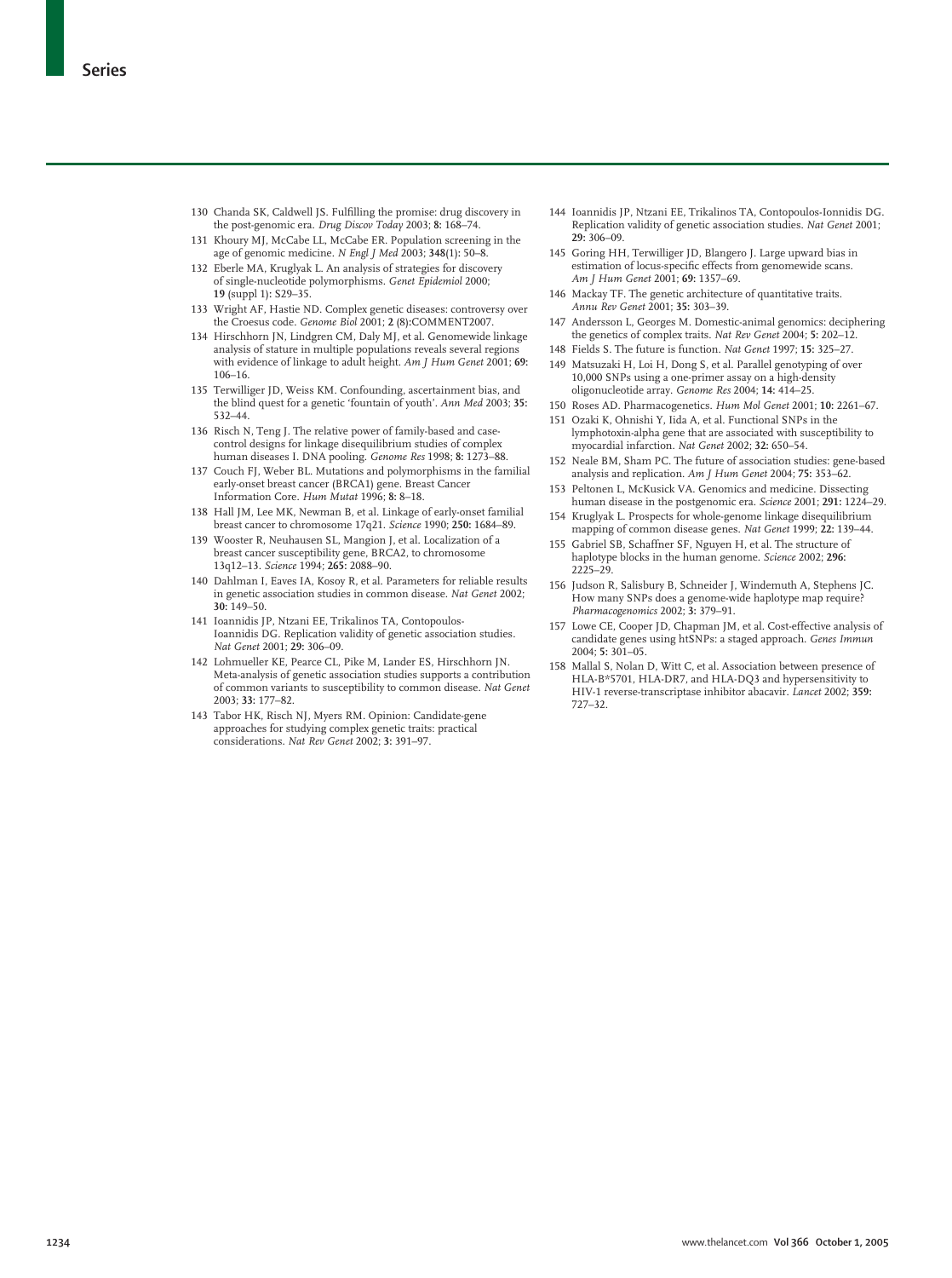130 Chanda SK, Caldwell JS. Fulfilling the promise: drug discovery in the post-genomic era. *Drug Discov Today* 2003; **8:** 168–74.

131 Khoury MJ, McCabe LL, McCabe ER. Population screening in the age of genomic medicine. *N Engl J Med* 2003; **348**(1): 50–8.

132 Eberle MA, Kruglyak L. An analysis of strategies for discovery of single-nucleotide polymorphisms. *Genet Epidemiol* 2000; **19** (suppl 1): S29–35.

133 Wright AF, Hastie ND. Complex genetic diseases: controversy over the Croesus code. *Genome Biol* 2001; **2** (8):COMMENT2007.

134 Hirschhorn JN, Lindgren CM, Daly MJ, et al. Genomewide linkage analysis of stature in multiple populations reveals several regions with evidence of linkage to adult height. *Am J Hum Genet* 2001; **69:** 106–16.

135 Terwilliger JD, Weiss KM. Confounding, ascertainment bias, and the blind quest for a genetic 'fountain of youth'. *Ann Med* 2003; **35:** 532–44.

136 Risch N, Teng J. The relative power of family-based and case-control designs for linkage disequilibrium studies of complex human diseases I. DNA pooling. *Genome Res* 1998; **8:** 1273–88.

137 Couch FJ, Weber BL. Mutations and polymorphisms in the familial early-onset breast cancer (BRCA1) gene. Breast Cancer Information Core. *Hum Mutat* 1996; **8:** 8–18.

138 Hall JM, Lee MK, Newman B, et al. Linkage of early-onset familial breast cancer to chromosome 17q21. *Science* 1990; **250:** 1684–89.

139 Wooster R, Neuhausen SL, Mangion J, et al. Localization of a breast cancer susceptibility gene, BRCA2, to chromosome 13q12–13. *Science* 1994; **265:** 2088–90.

140 Dahlman I, Eaves IA, Kosoy R, et al. Parameters for reliable results in genetic association studies in common disease. *Nat Genet* 2002; **30:** 149–50.

141 Ioannidis JP, Ntzani EE, Trikalinos TA, Contopoulos-Ioannidis DG. Replication validity of genetic association studies. *Nat Genet* 2001; **29:** 306–09.

142 Lohmueller KE, Pearce CL, Pike M, Lander ES, Hirschhorn JN. Meta-analysis of genetic association studies supports a contribution of common variants to susceptibility to common disease. *Nat Genet* 2003; **33:** 177–82.

143 Tabor HK, Risch NJ, Myers RM. Opinion: Candidate-gene approaches for studying complex genetic traits: practical considerations. *Nat Rev Genet* 2002; **3:** 391–97.

144 Ioannidis JP, Ntzani EE, Trikalinos TA, Contopoulos-Ionnidis DG. Replication validity of genetic association studies. *Nat Genet* 2001; **29:** 306–09.

145 Goring HH, Terwilliger JD, Blangero J. Large upward bias in estimation of locus-specific effects from genomewide scans. *Am J Hum Genet* 2001; **69:** 1357–69.

146 Mackay TF. The genetic architecture of quantitative traits. *Annu Rev Genet* 2001; **35:** 303–39.

147 Andersson L, Georges M. Domestic-animal genomics: deciphering the genetics of complex traits. *Nat Rev Genet* 2004; **5:** 202–12.

148 Fields S. The future is function. *Nat Genet* 1997; **15:** 325–27.

149 Matsuzaki H, Loi H, Dong S, et al. Parallel genotyping of over 10,000 SNPs using a one-primer assay on a high-density oligonucleotide array. *Genome Res* 2004; **14:** 414–25.

150 Roses AD. Pharmacogenetics. *Hum Mol Genet* 2001; **10:** 2261–67.

151 Ozaki K, Ohnishi Y, Iida A, et al. Functional SNPs in the lymphotoxin-alpha gene that are associated with susceptibility to myocardial infarction. *Nat Genet* 2002; **32:** 650–54.

152 Neale BM, Sham PC. The future of association studies: gene-based analysis and replication. *Am J Hum Genet* 2004; **75:** 353–62.

153 Peltonen L, McKusick VA. Genomics and medicine. Dissecting human disease in the postgenomic era. *Science* 2001; **291:** 1224–29.

154 Kruglyak L. Prospects for whole-genome linkage disequilibrium mapping of common disease genes. *Nat Genet* 1999; **22:** 139–44.

155 Gabriel SB, Schaffner SF, Nguyen H, et al. The structure of haplotype blocks in the human genome. *Science* 2002; **296:** 2225–29.

156 Judson R, Salisbury B, Schneider J, Windemuth A, Stephens JC. How many SNPs does a genome-wide haplotype map require? *Pharmacogenomics* 2002; **3:** 379–91.

157 Lowe CE, Cooper JD, Chapman JM, et al. Cost-effective analysis of candidate genes using htSNPs: a staged approach. *Genes Immun* 2004; **5:** 301–05.

158 Mallal S, Nolan D, Witt C, et al. Association between presence of HLA-B*5701, HLA-DR7, and HLA-DQ3 and hypersensitivity to HIV-1 reverse-transcriptase inhibitor abacavir. *Lancet* 2002; **359:** 727–32.